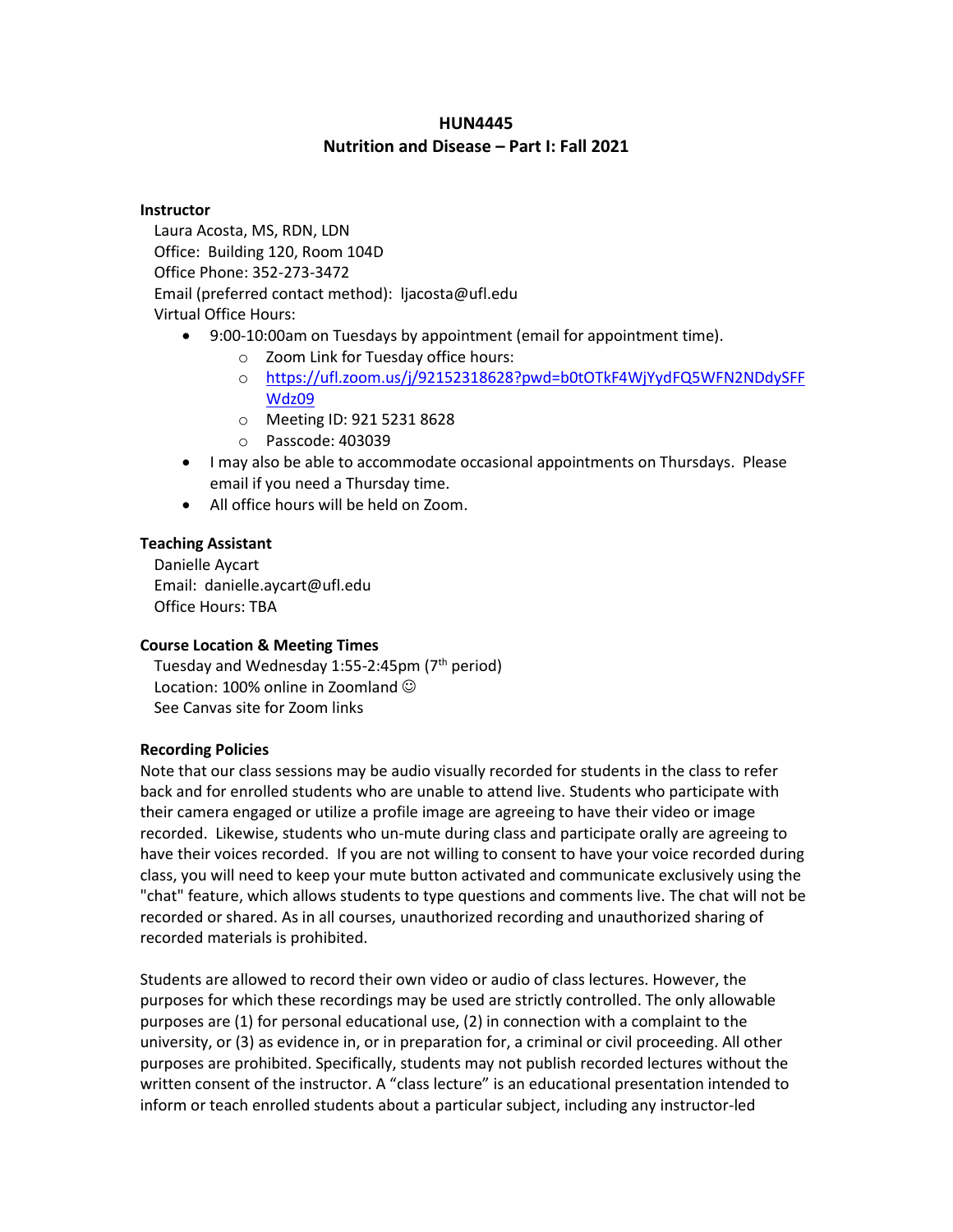**HUN4445**
**Nutrition and Disease – Part I: Fall 2021**

**Instructor**

Laura Acosta, MS, RDN, LDN
Office: Building 120, Room 104D
Office Phone: 352-273-3472
Email (preferred contact method): ljacosta@ufl.edu
Virtual Office Hours:

- 9:00-10:00am on Tuesdays by appointment (email for appointment time).
  - Zoom Link for Tuesday office hours:
  - https://ufl.zoom.us/j/92152318628?pwd=b0tOTkF4WjYydFQ5WFN2NDdySFFWdz09
  - Meeting ID: 921 5231 8628
  - Passcode: 403039
- I may also be able to accommodate occasional appointments on Thursdays. Please email if you need a Thursday time.
- All office hours will be held on Zoom.

**Teaching Assistant**

Danielle Aycart
Email: danielle.aycart@ufl.edu
Office Hours: TBA

**Course Location & Meeting Times**

Tuesday and Wednesday 1:55-2:45pm (7th period)
Location: 100% online in Zoomland ☺
See Canvas site for Zoom links

**Recording Policies**

Note that our class sessions may be audio visually recorded for students in the class to refer back and for enrolled students who are unable to attend live. Students who participate with their camera engaged or utilize a profile image are agreeing to have their video or image recorded. Likewise, students who un-mute during class and participate orally are agreeing to have their voices recorded. If you are not willing to consent to have your voice recorded during class, you will need to keep your mute button activated and communicate exclusively using the "chat" feature, which allows students to type questions and comments live. The chat will not be recorded or shared. As in all courses, unauthorized recording and unauthorized sharing of recorded materials is prohibited.

Students are allowed to record their own video or audio of class lectures. However, the purposes for which these recordings may be used are strictly controlled. The only allowable purposes are (1) for personal educational use, (2) in connection with a complaint to the university, or (3) as evidence in, or in preparation for, a criminal or civil proceeding. All other purposes are prohibited. Specifically, students may not publish recorded lectures without the written consent of the instructor. A "class lecture" is an educational presentation intended to inform or teach enrolled students about a particular subject, including any instructor-led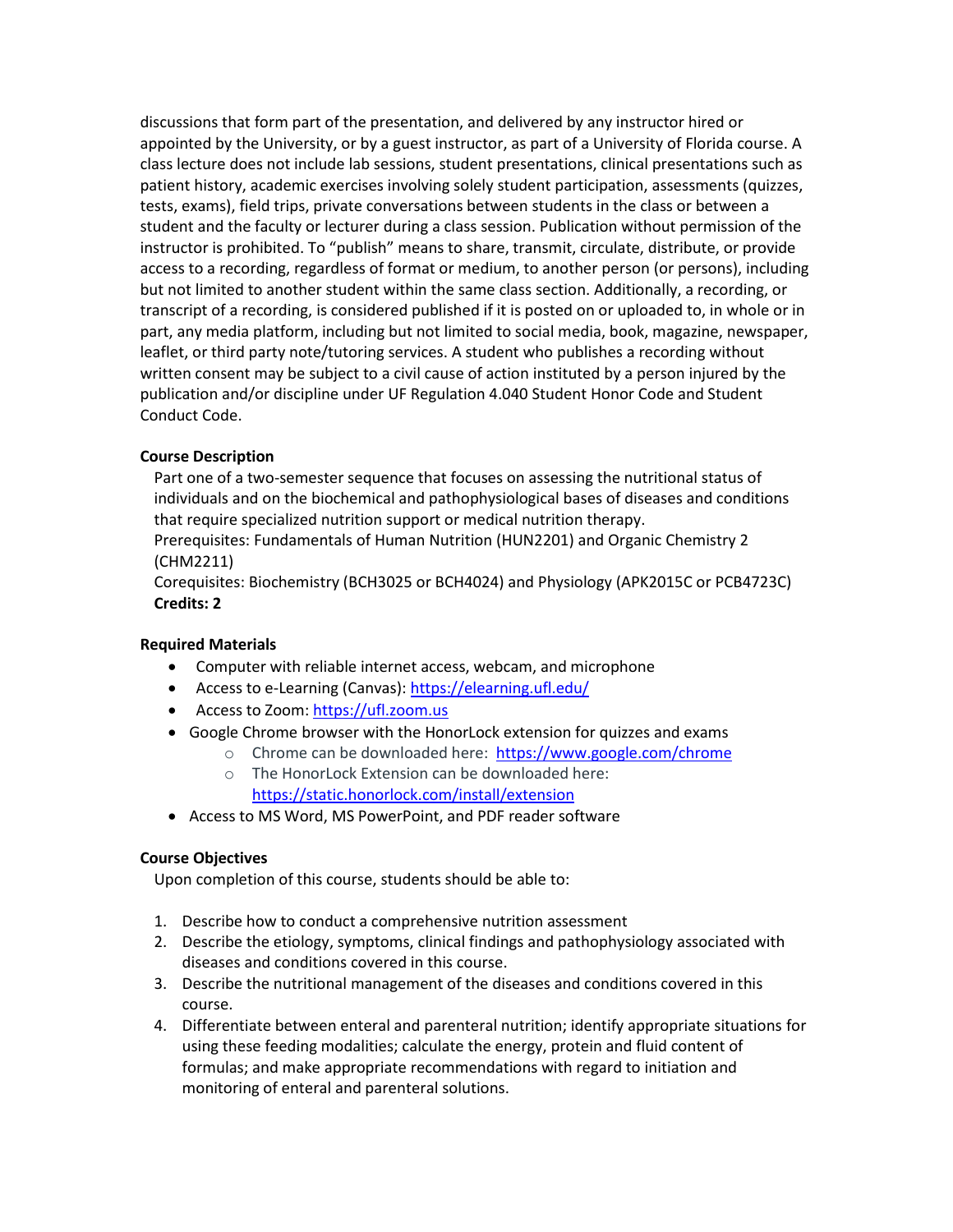discussions that form part of the presentation, and delivered by any instructor hired or appointed by the University, or by a guest instructor, as part of a University of Florida course. A class lecture does not include lab sessions, student presentations, clinical presentations such as patient history, academic exercises involving solely student participation, assessments (quizzes, tests, exams), field trips, private conversations between students in the class or between a student and the faculty or lecturer during a class session. Publication without permission of the instructor is prohibited. To "publish" means to share, transmit, circulate, distribute, or provide access to a recording, regardless of format or medium, to another person (or persons), including but not limited to another student within the same class section. Additionally, a recording, or transcript of a recording, is considered published if it is posted on or uploaded to, in whole or in part, any media platform, including but not limited to social media, book, magazine, newspaper, leaflet, or third party note/tutoring services. A student who publishes a recording without written consent may be subject to a civil cause of action instituted by a person injured by the publication and/or discipline under UF Regulation 4.040 Student Honor Code and Student Conduct Code.

**Course Description**

Part one of a two-semester sequence that focuses on assessing the nutritional status of individuals and on the biochemical and pathophysiological bases of diseases and conditions that require specialized nutrition support or medical nutrition therapy.
Prerequisites: Fundamentals of Human Nutrition (HUN2201) and Organic Chemistry 2 (CHM2211)
Corequisites: Biochemistry (BCH3025 or BCH4024) and Physiology (APK2015C or PCB4723C)
**Credits: 2**

**Required Materials**

- Computer with reliable internet access, webcam, and microphone
- Access to e-Learning (Canvas): https://elearning.ufl.edu/
- Access to Zoom: https://ufl.zoom.us
- Google Chrome browser with the HonorLock extension for quizzes and exams
  - Chrome can be downloaded here: https://www.google.com/chrome
  - The HonorLock Extension can be downloaded here: https://static.honorlock.com/install/extension
- Access to MS Word, MS PowerPoint, and PDF reader software

**Course Objectives**

Upon completion of this course, students should be able to:

1. Describe how to conduct a comprehensive nutrition assessment
2. Describe the etiology, symptoms, clinical findings and pathophysiology associated with diseases and conditions covered in this course.
3. Describe the nutritional management of the diseases and conditions covered in this course.
4. Differentiate between enteral and parenteral nutrition; identify appropriate situations for using these feeding modalities; calculate the energy, protein and fluid content of formulas; and make appropriate recommendations with regard to initiation and monitoring of enteral and parenteral solutions.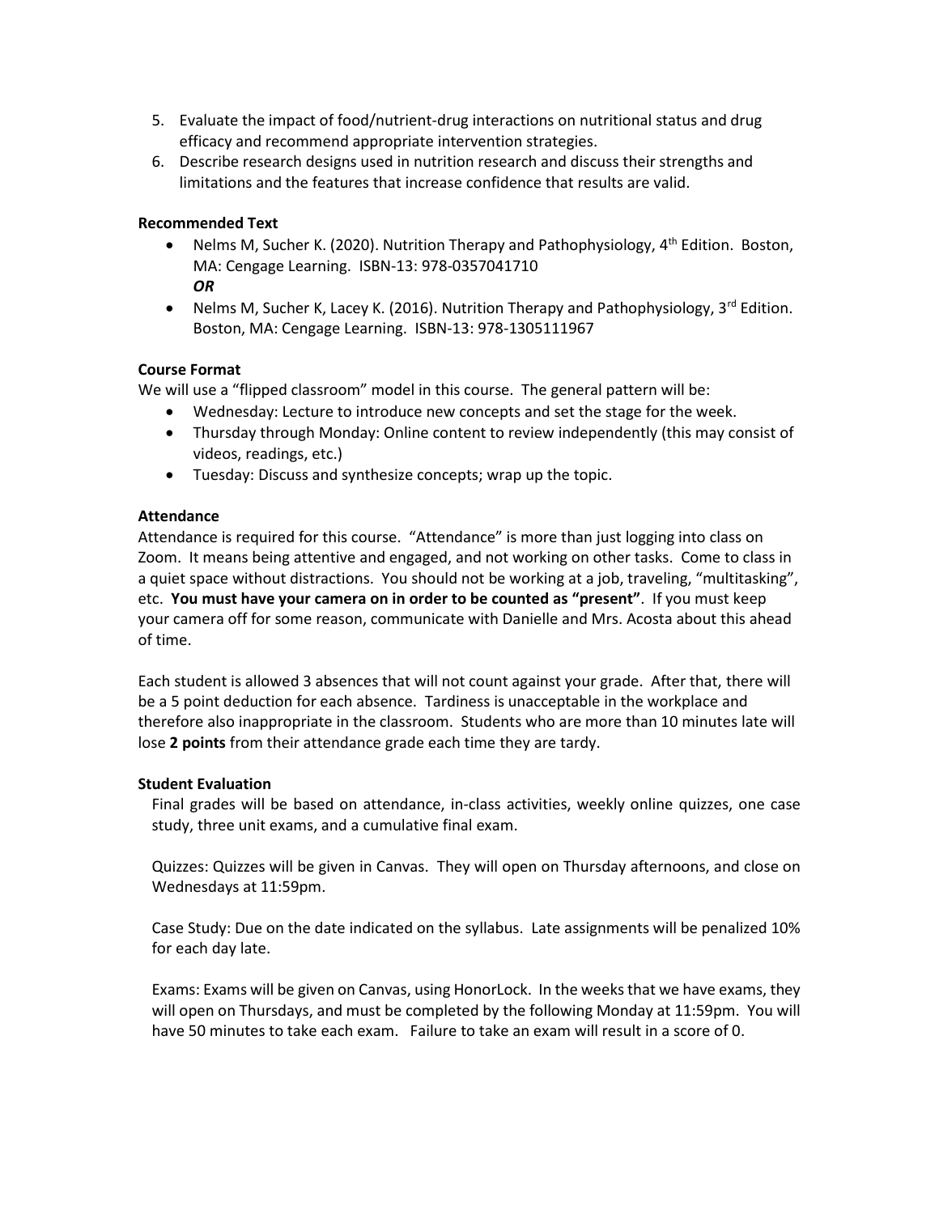5. Evaluate the impact of food/nutrient-drug interactions on nutritional status and drug efficacy and recommend appropriate intervention strategies.
6. Describe research designs used in nutrition research and discuss their strengths and limitations and the features that increase confidence that results are valid.

**Recommended Text**

- Nelms M, Sucher K. (2020). Nutrition Therapy and Pathophysiology, 4th Edition. Boston, MA: Cengage Learning. ISBN-13: 978-0357041710
  ***OR***
- Nelms M, Sucher K, Lacey K. (2016). Nutrition Therapy and Pathophysiology, 3rd Edition. Boston, MA: Cengage Learning. ISBN-13: 978-1305111967

**Course Format**

We will use a "flipped classroom" model in this course. The general pattern will be:

- Wednesday: Lecture to introduce new concepts and set the stage for the week.
- Thursday through Monday: Online content to review independently (this may consist of videos, readings, etc.)
- Tuesday: Discuss and synthesize concepts; wrap up the topic.

**Attendance**

Attendance is required for this course. "Attendance" is more than just logging into class on Zoom. It means being attentive and engaged, and not working on other tasks. Come to class in a quiet space without distractions. You should not be working at a job, traveling, "multitasking", etc. **You must have your camera on in order to be counted as "present"**. If you must keep your camera off for some reason, communicate with Danielle and Mrs. Acosta about this ahead of time.

Each student is allowed 3 absences that will not count against your grade. After that, there will be a 5 point deduction for each absence. Tardiness is unacceptable in the workplace and therefore also inappropriate in the classroom. Students who are more than 10 minutes late will lose **2 points** from their attendance grade each time they are tardy.

**Student Evaluation**

Final grades will be based on attendance, in-class activities, weekly online quizzes, one case study, three unit exams, and a cumulative final exam.

Quizzes: Quizzes will be given in Canvas. They will open on Thursday afternoons, and close on Wednesdays at 11:59pm.

Case Study: Due on the date indicated on the syllabus. Late assignments will be penalized 10% for each day late.

Exams: Exams will be given on Canvas, using HonorLock. In the weeks that we have exams, they will open on Thursdays, and must be completed by the following Monday at 11:59pm. You will have 50 minutes to take each exam. Failure to take an exam will result in a score of 0.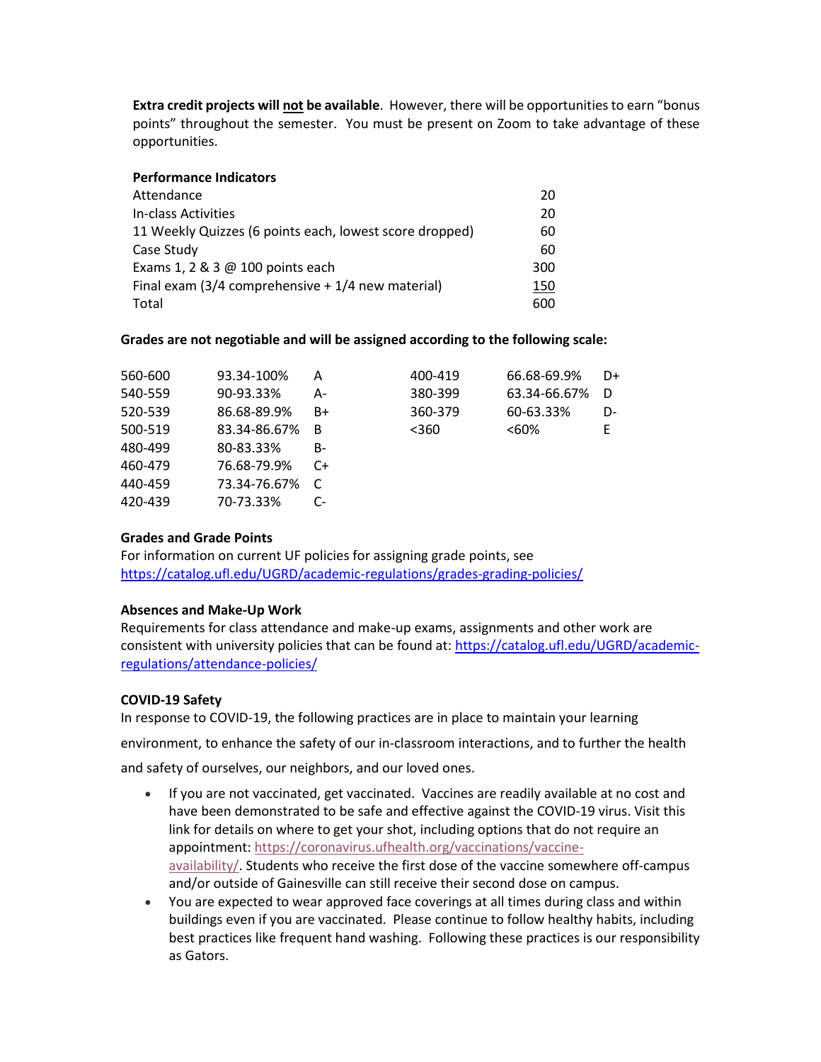**Extra credit projects will not be available**. However, there will be opportunities to earn "bonus points" throughout the semester. You must be present on Zoom to take advantage of these opportunities.

**Performance Indicators**

| | |
|---|---|
| Attendance | 20 |
| In-class Activities | 20 |
| 11 Weekly Quizzes (6 points each, lowest score dropped) | 60 |
| Case Study | 60 |
| Exams 1, 2 & 3 @ 100 points each | 300 |
| Final exam (3/4 comprehensive + 1/4 new material) | 150 |
| Total | 600 |

**Grades are not negotiable and will be assigned according to the following scale:**

| Points | Percent | Grade | Points | Percent | Grade |
|---|---|---|---|---|---|
| 560-600 | 93.34-100% | A | 400-419 | 66.68-69.9% | D+ |
| 540-559 | 90-93.33% | A- | 380-399 | 63.34-66.67% | D |
| 520-539 | 86.68-89.9% | B+ | 360-379 | 60-63.33% | D- |
| 500-519 | 83.34-86.67% | B | <360 | <60% | E |
| 480-499 | 80-83.33% | B- | | | |
| 460-479 | 76.68-79.9% | C+ | | | |
| 440-459 | 73.34-76.67% | C | | | |
| 420-439 | 70-73.33% | C- | | | |

**Grades and Grade Points**

For information on current UF policies for assigning grade points, see https://catalog.ufl.edu/UGRD/academic-regulations/grades-grading-policies/

**Absences and Make-Up Work**

Requirements for class attendance and make-up exams, assignments and other work are consistent with university policies that can be found at: https://catalog.ufl.edu/UGRD/academic-regulations/attendance-policies/

**COVID-19 Safety**

In response to COVID-19, the following practices are in place to maintain your learning environment, to enhance the safety of our in-classroom interactions, and to further the health and safety of ourselves, our neighbors, and our loved ones.

- If you are not vaccinated, get vaccinated. Vaccines are readily available at no cost and have been demonstrated to be safe and effective against the COVID-19 virus. Visit this link for details on where to get your shot, including options that do not require an appointment: https://coronavirus.ufhealth.org/vaccinations/vaccine-availability/. Students who receive the first dose of the vaccine somewhere off-campus and/or outside of Gainesville can still receive their second dose on campus.
- You are expected to wear approved face coverings at all times during class and within buildings even if you are vaccinated. Please continue to follow healthy habits, including best practices like frequent hand washing. Following these practices is our responsibility as Gators.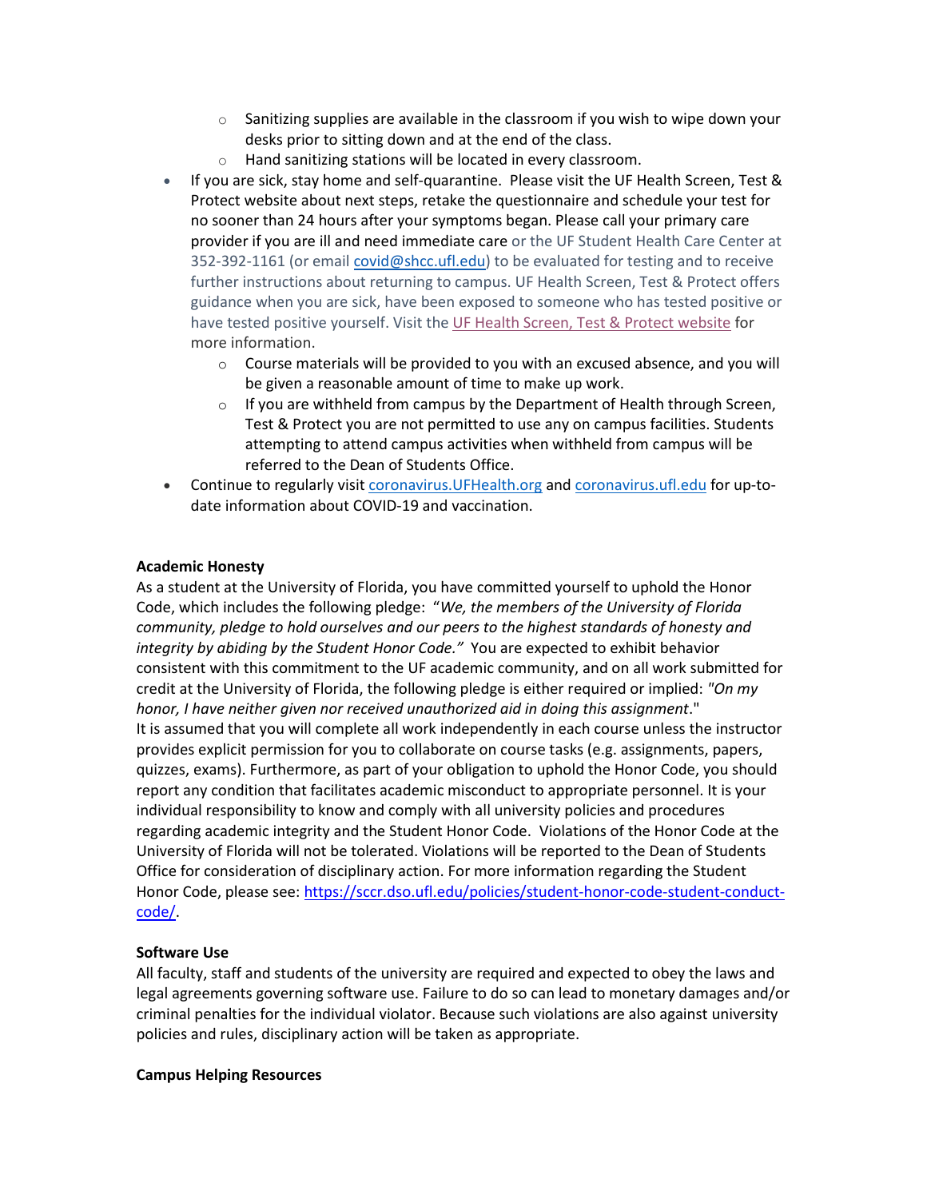- Sanitizing supplies are available in the classroom if you wish to wipe down your desks prior to sitting down and at the end of the class.
    - Hand sanitizing stations will be located in every classroom.
- If you are sick, stay home and self-quarantine. Please visit the UF Health Screen, Test & Protect website about next steps, retake the questionnaire and schedule your test for no sooner than 24 hours after your symptoms began. Please call your primary care provider if you are ill and need immediate care or the UF Student Health Care Center at 352-392-1161 (or email [covid@shcc.ufl.edu](mailto:covid@shcc.ufl.edu)) to be evaluated for testing and to receive further instructions about returning to campus. UF Health Screen, Test & Protect offers guidance when you are sick, have been exposed to someone who has tested positive or have tested positive yourself. Visit the UF Health Screen, Test & Protect website for more information.
    - Course materials will be provided to you with an excused absence, and you will be given a reasonable amount of time to make up work.
    - If you are withheld from campus by the Department of Health through Screen, Test & Protect you are not permitted to use any on campus facilities. Students attempting to attend campus activities when withheld from campus will be referred to the Dean of Students Office.
- Continue to regularly visit coronavirus.UFHealth.org and coronavirus.ufl.edu for up-to-date information about COVID-19 and vaccination.

**Academic Honesty**

As a student at the University of Florida, you have committed yourself to uphold the Honor Code, which includes the following pledge: "*We, the members of the University of Florida community, pledge to hold ourselves and our peers to the highest standards of honesty and integrity by abiding by the Student Honor Code.*" You are expected to exhibit behavior consistent with this commitment to the UF academic community, and on all work submitted for credit at the University of Florida, the following pledge is either required or implied: *"On my honor, I have neither given nor received unauthorized aid in doing this assignment*."

It is assumed that you will complete all work independently in each course unless the instructor provides explicit permission for you to collaborate on course tasks (e.g. assignments, papers, quizzes, exams). Furthermore, as part of your obligation to uphold the Honor Code, you should report any condition that facilitates academic misconduct to appropriate personnel. It is your individual responsibility to know and comply with all university policies and procedures regarding academic integrity and the Student Honor Code. Violations of the Honor Code at the University of Florida will not be tolerated. Violations will be reported to the Dean of Students Office for consideration of disciplinary action. For more information regarding the Student Honor Code, please see: https://sccr.dso.ufl.edu/policies/student-honor-code-student-conduct-code/.

**Software Use**

All faculty, staff and students of the university are required and expected to obey the laws and legal agreements governing software use. Failure to do so can lead to monetary damages and/or criminal penalties for the individual violator. Because such violations are also against university policies and rules, disciplinary action will be taken as appropriate.

**Campus Helping Resources**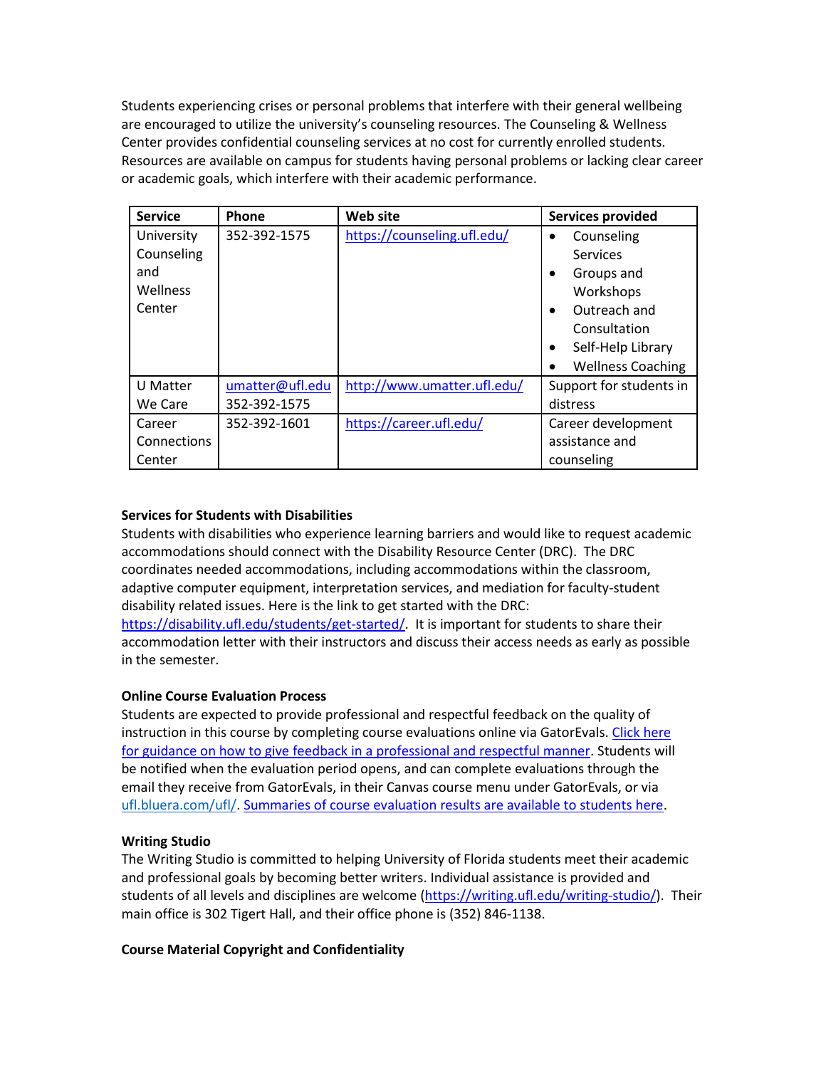Students experiencing crises or personal problems that interfere with their general wellbeing are encouraged to utilize the university's counseling resources. The Counseling & Wellness Center provides confidential counseling services at no cost for currently enrolled students. Resources are available on campus for students having personal problems or lacking clear career or academic goals, which interfere with their academic performance.

| Service | Phone | Web site | Services provided |
|---|---|---|---|
| University Counseling and Wellness Center | 352-392-1575 | [https://counseling.ufl.edu/](https://counseling.ufl.edu/) | • Counseling Services<br>• Groups and Workshops<br>• Outreach and Consultation<br>• Self-Help Library<br>• Wellness Coaching |
| U Matter We Care | umatter@ufl.edu<br>352-392-1575 | [http://www.umatter.ufl.edu/](http://www.umatter.ufl.edu/) | Support for students in distress |
| Career Connections Center | 352-392-1601 | [https://career.ufl.edu/](https://career.ufl.edu/) | Career development assistance and counseling |

**Services for Students with Disabilities**

Students with disabilities who experience learning barriers and would like to request academic accommodations should connect with the Disability Resource Center (DRC). The DRC coordinates needed accommodations, including accommodations within the classroom, adaptive computer equipment, interpretation services, and mediation for faculty-student disability related issues. Here is the link to get started with the DRC: [https://disability.ufl.edu/students/get-started/](https://disability.ufl.edu/students/get-started/). It is important for students to share their accommodation letter with their instructors and discuss their access needs as early as possible in the semester.

**Online Course Evaluation Process**

Students are expected to provide professional and respectful feedback on the quality of instruction in this course by completing course evaluations online via GatorEvals. Click here for guidance on how to give feedback in a professional and respectful manner. Students will be notified when the evaluation period opens, and can complete evaluations through the email they receive from GatorEvals, in their Canvas course menu under GatorEvals, or via ufl.bluera.com/ufl/. Summaries of course evaluation results are available to students here.

**Writing Studio**

The Writing Studio is committed to helping University of Florida students meet their academic and professional goals by becoming better writers. Individual assistance is provided and students of all levels and disciplines are welcome ([https://writing.ufl.edu/writing-studio/](https://writing.ufl.edu/writing-studio/)). Their main office is 302 Tigert Hall, and their office phone is (352) 846-1138.

**Course Material Copyright and Confidentiality**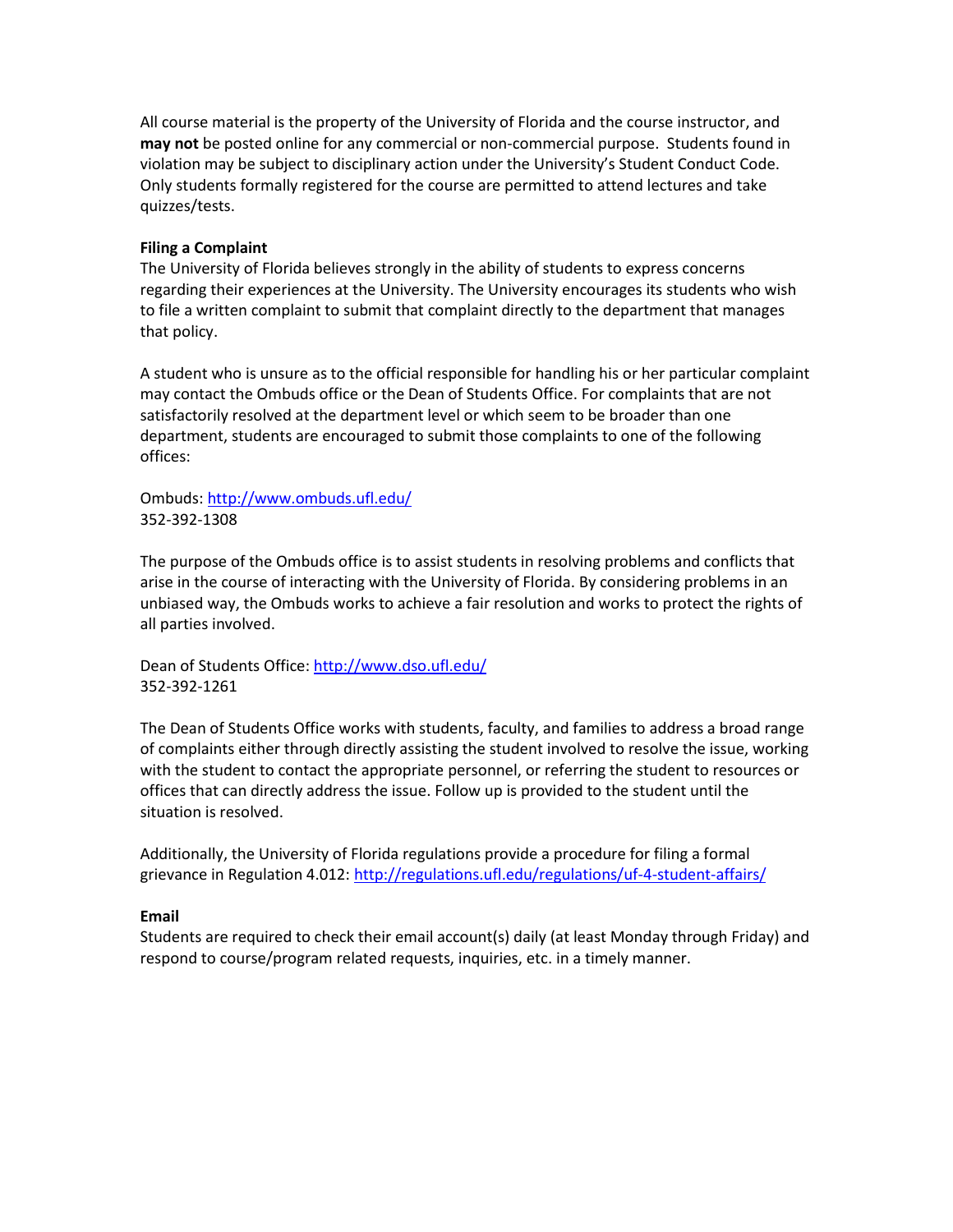All course material is the property of the University of Florida and the course instructor, and **may not** be posted online for any commercial or non-commercial purpose. Students found in violation may be subject to disciplinary action under the University's Student Conduct Code. Only students formally registered for the course are permitted to attend lectures and take quizzes/tests.

**Filing a Complaint**
The University of Florida believes strongly in the ability of students to express concerns regarding their experiences at the University. The University encourages its students who wish to file a written complaint to submit that complaint directly to the department that manages that policy.

A student who is unsure as to the official responsible for handling his or her particular complaint may contact the Ombuds office or the Dean of Students Office. For complaints that are not satisfactorily resolved at the department level or which seem to be broader than one department, students are encouraged to submit those complaints to one of the following offices:

Ombuds: http://www.ombuds.ufl.edu/
352-392-1308

The purpose of the Ombuds office is to assist students in resolving problems and conflicts that arise in the course of interacting with the University of Florida. By considering problems in an unbiased way, the Ombuds works to achieve a fair resolution and works to protect the rights of all parties involved.

Dean of Students Office: http://www.dso.ufl.edu/
352-392-1261

The Dean of Students Office works with students, faculty, and families to address a broad range of complaints either through directly assisting the student involved to resolve the issue, working with the student to contact the appropriate personnel, or referring the student to resources or offices that can directly address the issue. Follow up is provided to the student until the situation is resolved.

Additionally, the University of Florida regulations provide a procedure for filing a formal grievance in Regulation 4.012: http://regulations.ufl.edu/regulations/uf-4-student-affairs/

**Email**
Students are required to check their email account(s) daily (at least Monday through Friday) and respond to course/program related requests, inquiries, etc. in a timely manner.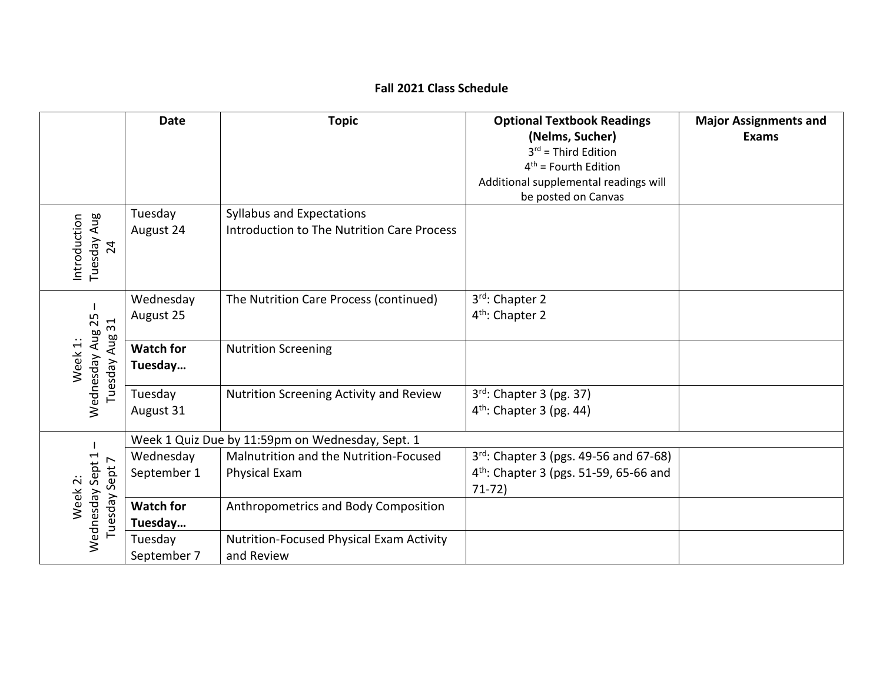**Fall 2021 Class Schedule**

| | Date | Topic | Optional Textbook Readings (Nelms, Sucher) 3rd = Third Edition 4th = Fourth Edition Additional supplemental readings will be posted on Canvas | Major Assignments and Exams |
|---|---|---|---|---|
| Introduction Tuesday Aug 24 | Tuesday August 24 | Syllabus and Expectations Introduction to The Nutrition Care Process | | |
| Week 1: Wednesday Aug 25 – Tuesday Aug 31 | Wednesday August 25 | The Nutrition Care Process (continued) | 3rd: Chapter 2 4th: Chapter 2 | |
| | **Watch for Tuesday…** | Nutrition Screening | | |
| | Tuesday August 31 | Nutrition Screening Activity and Review | 3rd: Chapter 3 (pg. 37) 4th: Chapter 3 (pg. 44) | |
| Week 2: Wednesday Sept 1 – Tuesday Sept 7 | Week 1 Quiz Due by 11:59pm on Wednesday, Sept. 1 | | | |
| | Wednesday September 1 | Malnutrition and the Nutrition-Focused Physical Exam | 3rd: Chapter 3 (pgs. 49-56 and 67-68) 4th: Chapter 3 (pgs. 51-59, 65-66 and 71-72) | |
| | **Watch for Tuesday…** | Anthropometrics and Body Composition | | |
| | Tuesday September 7 | Nutrition-Focused Physical Exam Activity and Review | | |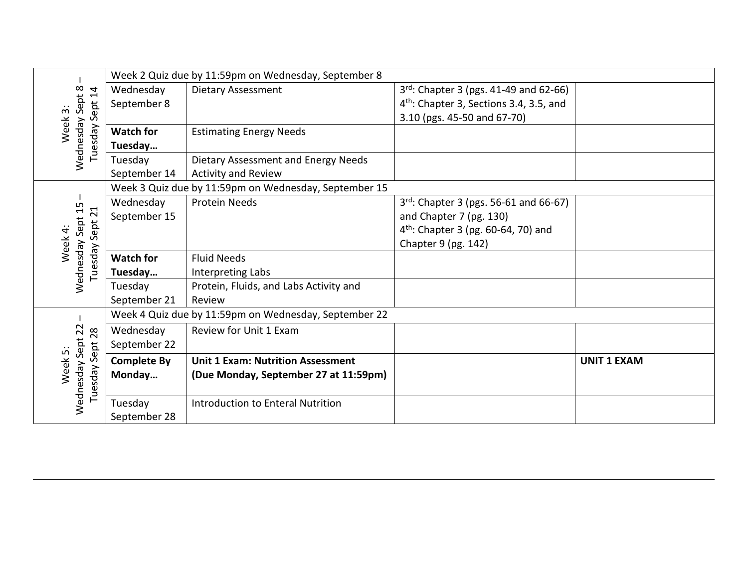| Week | Date | Topic | Readings | |
|---|---|---|---|---|
| Week 3: Wednesday Sept 8 – Tuesday Sept 14 | Week 2 Quiz due by 11:59pm on Wednesday, September 8 | | | |
| | Wednesday September 8 | Dietary Assessment | 3rd: Chapter 3 (pgs. 41-49 and 62-66)<br>4th: Chapter 3, Sections 3.4, 3.5, and 3.10 (pgs. 45-50 and 67-70) | |
| | **Watch for Tuesday…** | Estimating Energy Needs | | |
| | Tuesday September 14 | Dietary Assessment and Energy Needs Activity and Review | | |
| Week 4: Wednesday Sept 15 – Tuesday Sept 21 | Week 3 Quiz due by 11:59pm on Wednesday, September 15 | | | |
| | Wednesday September 15 | Protein Needs | 3rd: Chapter 3 (pgs. 56-61 and 66-67) and Chapter 7 (pg. 130)<br>4th: Chapter 3 (pg. 60-64, 70) and Chapter 9 (pg. 142) | |
| | **Watch for Tuesday…** | Fluid Needs<br>Interpreting Labs | | |
| | Tuesday September 21 | Protein, Fluids, and Labs Activity and Review | | |
| Week 5: Wednesday Sept 22 – Tuesday Sept 28 | Week 4 Quiz due by 11:59pm on Wednesday, September 22 | | | |
| | Wednesday September 22 | Review for Unit 1 Exam | | |
| | **Complete By Monday…** | **Unit 1 Exam: Nutrition Assessment (Due Monday, September 27 at 11:59pm)** | | **UNIT 1 EXAM** |
| | Tuesday September 28 | Introduction to Enteral Nutrition | | |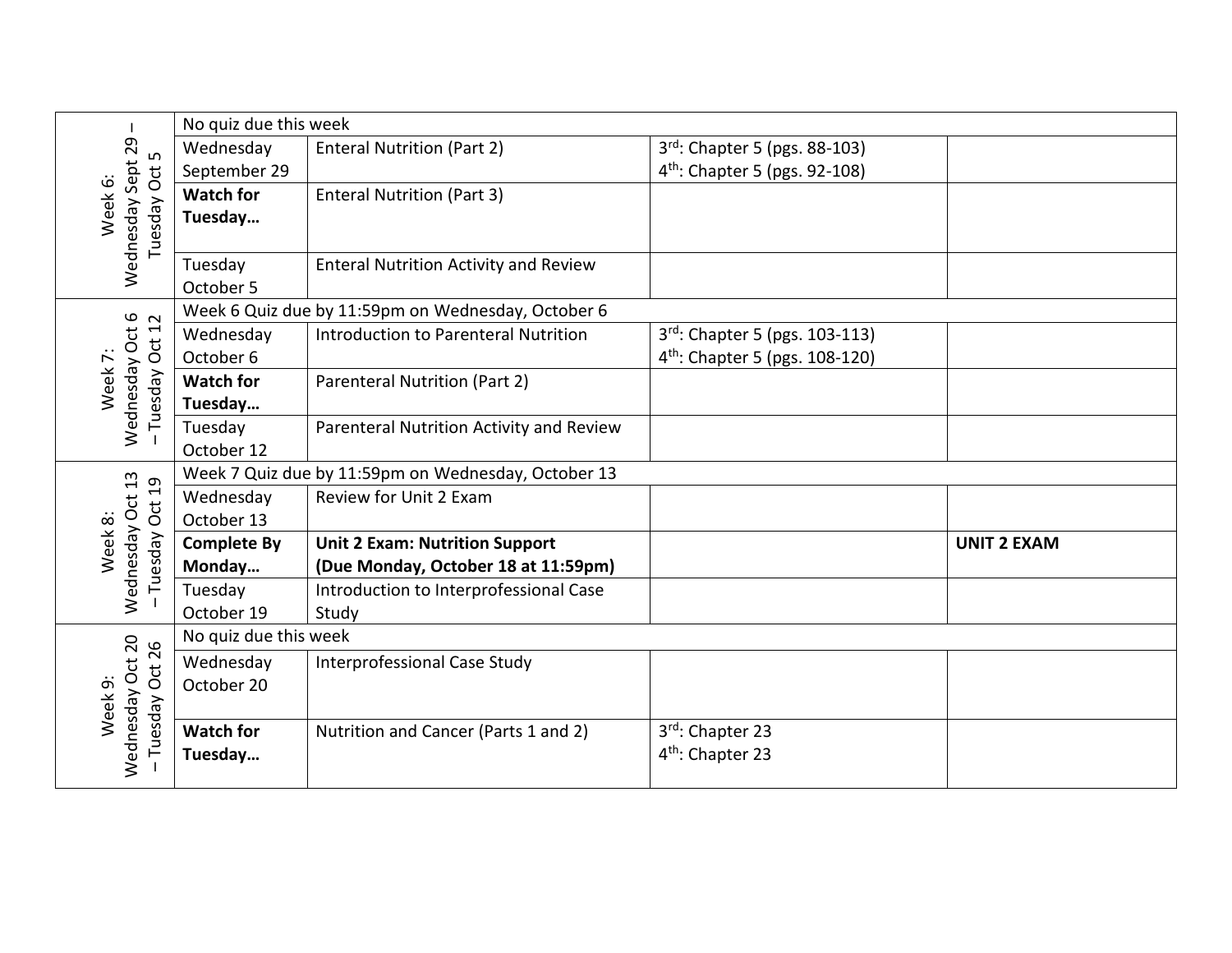| | | | | |
|---|---|---|---|---|
| Week 6: Wednesday Sept 29 – Tuesday Oct 5 | No quiz due this week | | | |
| | Wednesday September 29 | Enteral Nutrition (Part 2) | 3rd: Chapter 5 (pgs. 88-103)<br>4th: Chapter 5 (pgs. 92-108) | |
| | **Watch for Tuesday…** | Enteral Nutrition (Part 3) | | |
| | Tuesday October 5 | Enteral Nutrition Activity and Review | | |
| Week 7: Wednesday Oct 6 – Tuesday Oct 12 | Week 6 Quiz due by 11:59pm on Wednesday, October 6 | | | |
| | Wednesday October 6 | Introduction to Parenteral Nutrition | 3rd: Chapter 5 (pgs. 103-113)<br>4th: Chapter 5 (pgs. 108-120) | |
| | **Watch for Tuesday…** | Parenteral Nutrition (Part 2) | | |
| | Tuesday October 12 | Parenteral Nutrition Activity and Review | | |
| Week 8: Wednesday Oct 13 – Tuesday Oct 19 | Week 7 Quiz due by 11:59pm on Wednesday, October 13 | | | |
| | Wednesday October 13 | Review for Unit 2 Exam | | |
| | **Complete By Monday…** | **Unit 2 Exam: Nutrition Support (Due Monday, October 18 at 11:59pm)** | | **UNIT 2 EXAM** |
| | Tuesday October 19 | Introduction to Interprofessional Case Study | | |
| Week 9: Wednesday Oct 20 – Tuesday Oct 26 | No quiz due this week | | | |
| | Wednesday October 20 | Interprofessional Case Study | | |
| | **Watch for Tuesday…** | Nutrition and Cancer (Parts 1 and 2) | 3rd: Chapter 23<br>4th: Chapter 23 | |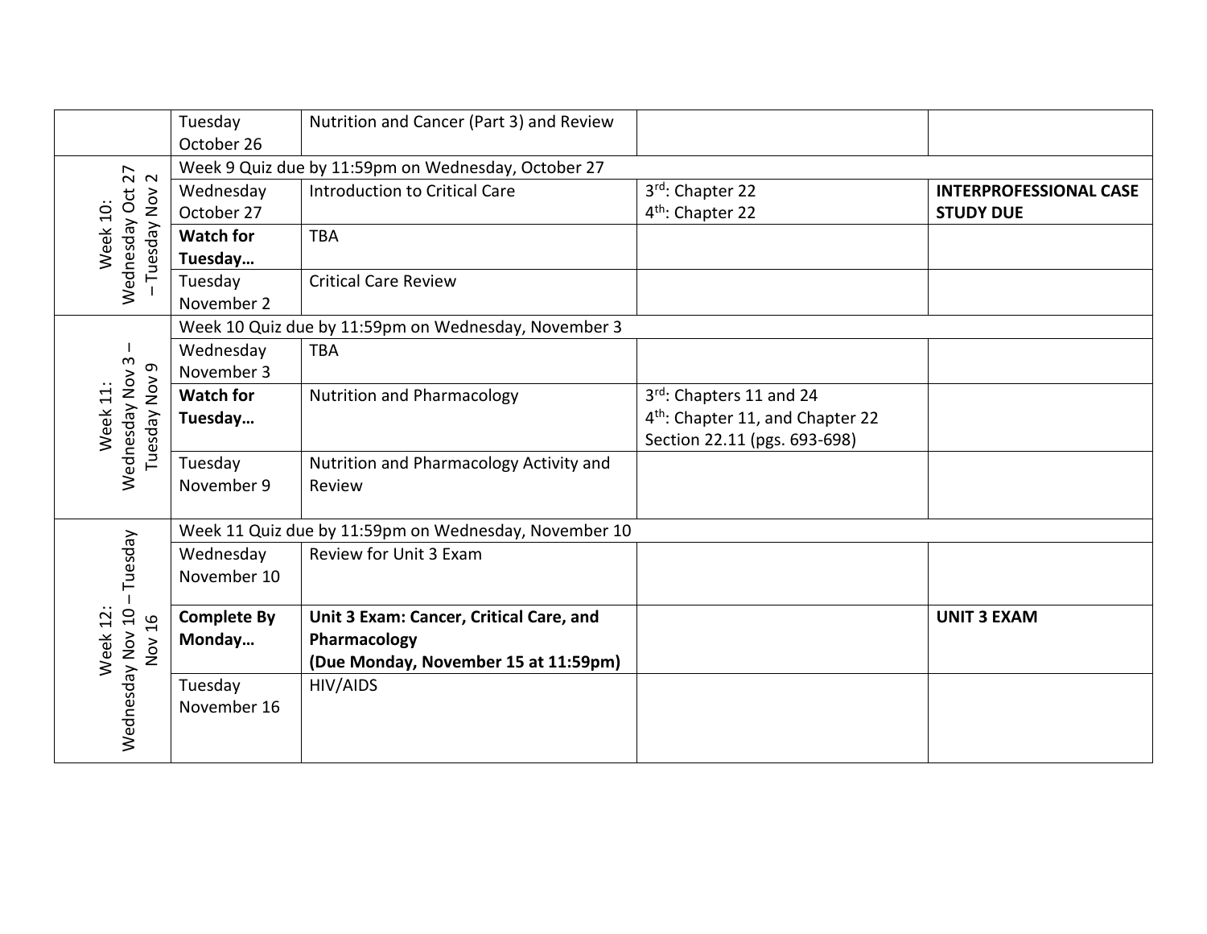| | | | | |
|---|---|---|---|---|
| | Tuesday October 26 | Nutrition and Cancer (Part 3) and Review | | |
| Week 10: Wednesday Oct 27 – Tuesday Nov 2 | Week 9 Quiz due by 11:59pm on Wednesday, October 27 | | | |
| | Wednesday October 27 | Introduction to Critical Care | 3rd: Chapter 22<br>4th: Chapter 22 | **INTERPROFESSIONAL CASE STUDY DUE** |
| | **Watch for Tuesday…** | TBA | | |
| | Tuesday November 2 | Critical Care Review | | |
| Week 11: Wednesday Nov 3 – Tuesday Nov 9 | Week 10 Quiz due by 11:59pm on Wednesday, November 3 | | | |
| | Wednesday November 3 | TBA | | |
| | **Watch for Tuesday…** | Nutrition and Pharmacology | 3rd: Chapters 11 and 24<br>4th: Chapter 11, and Chapter 22 Section 22.11 (pgs. 693-698) | |
| | Tuesday November 9 | Nutrition and Pharmacology Activity and Review | | |
| Week 12: Wednesday Nov 10 – Tuesday Nov 16 | Week 11 Quiz due by 11:59pm on Wednesday, November 10 | | | |
| | Wednesday November 10 | Review for Unit 3 Exam | | |
| | **Complete By Monday…** | **Unit 3 Exam: Cancer, Critical Care, and Pharmacology (Due Monday, November 15 at 11:59pm)** | | **UNIT 3 EXAM** |
| | Tuesday November 16 | HIV/AIDS | | |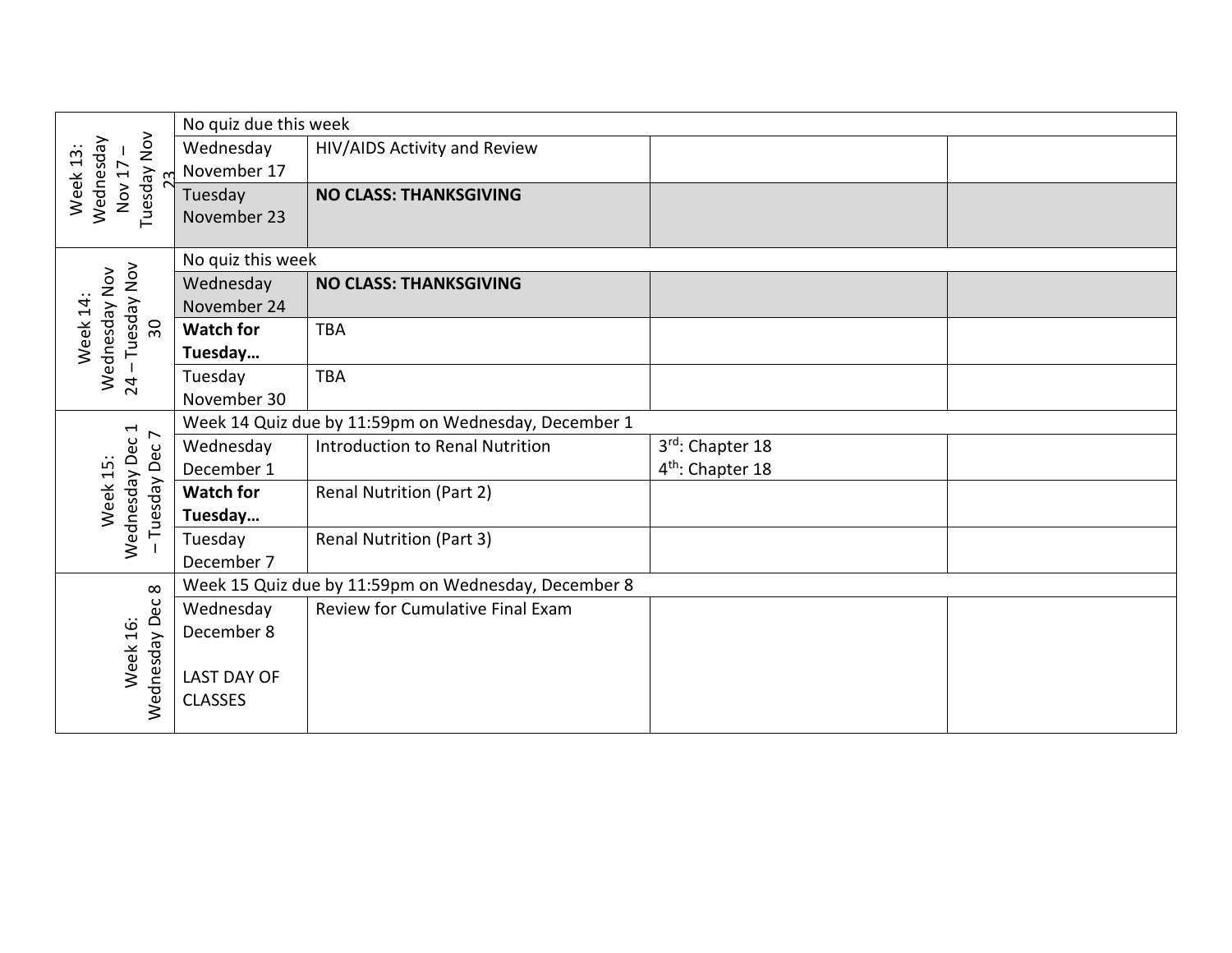| | | | | |
|---|---|---|---|---|
| Week 13: Wednesday Nov 17 – Tuesday Nov 23 | No quiz due this week | | | |
| | Wednesday November 17 | HIV/AIDS Activity and Review | | |
| | Tuesday November 23 | **NO CLASS: THANKSGIVING** | | |
| Week 14: Wednesday Nov 24 – Tuesday Nov 30 | No quiz this week | | | |
| | Wednesday November 24 | **NO CLASS: THANKSGIVING** | | |
| | **Watch for Tuesday…** | TBA | | |
| | Tuesday November 30 | TBA | | |
| Week 15: Wednesday Dec 1 – Tuesday Dec 7 | Week 14 Quiz due by 11:59pm on Wednesday, December 1 | | | |
| | Wednesday December 1 | Introduction to Renal Nutrition | 3rd: Chapter 18<br>4th: Chapter 18 | |
| | **Watch for Tuesday…** | Renal Nutrition (Part 2) | | |
| | Tuesday December 7 | Renal Nutrition (Part 3) | | |
| Week 16: Wednesday Dec 8 | Week 15 Quiz due by 11:59pm on Wednesday, December 8 | | | |
| | Wednesday December 8<br><br>LAST DAY OF CLASSES | Review for Cumulative Final Exam | | |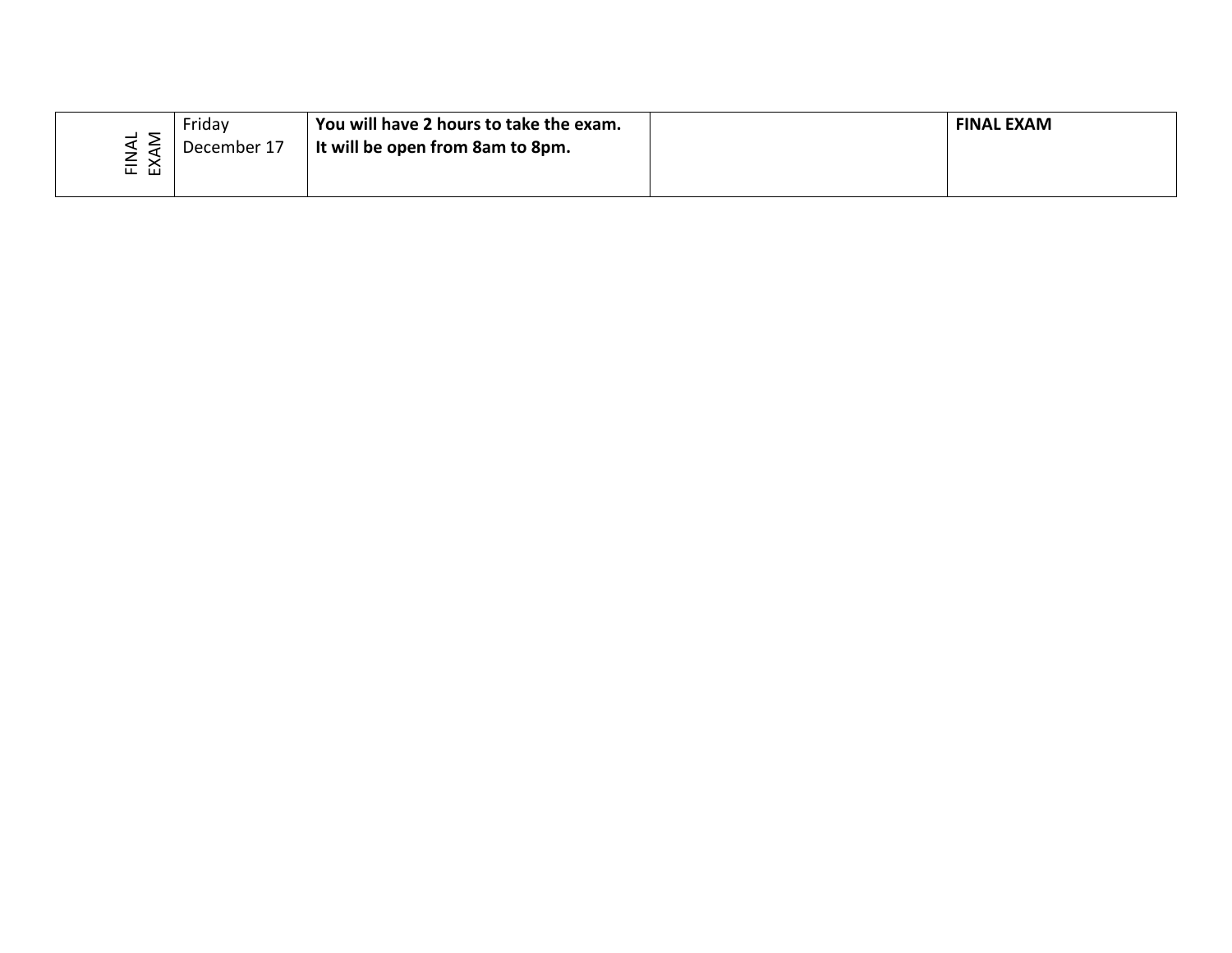| | | | | |
|---|---|---|---|---|
| FINAL EXAM | Friday December 17 | **You will have 2 hours to take the exam. It will be open from 8am to 8pm.** | | **FINAL EXAM** |